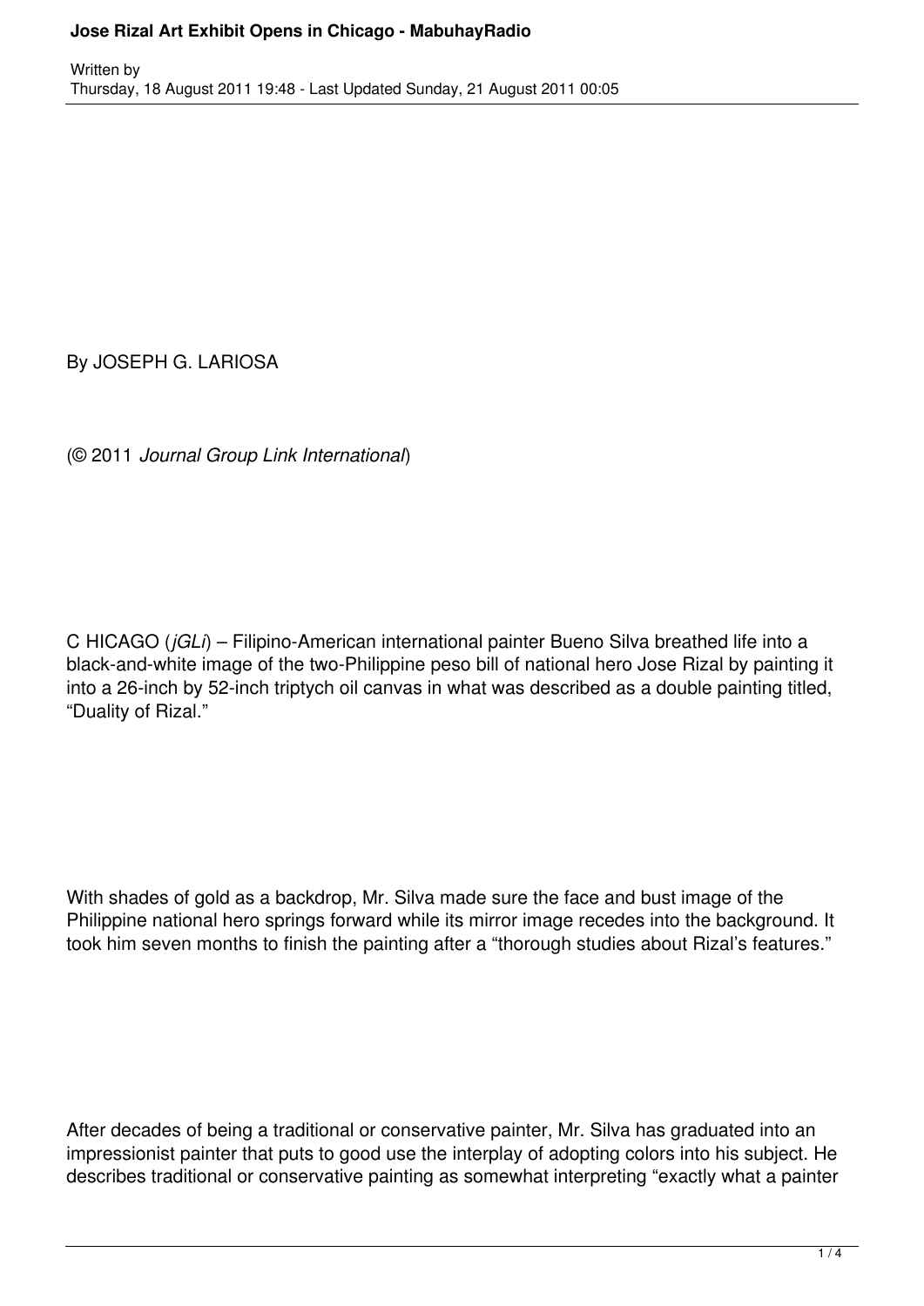# Jose Rizal Art Exhibit Opens in Chicago - MabuhayRadio

Written by
Thursday, 18 August 2011 19:48 - Last Updated Sunday, 21 August 2011 00:05

By JOSEPH G. LARIOSA

(© 2011 *Journal Group Link International*)

C HICAGO (*jGLi*) – Filipino-American international painter Bueno Silva breathed life into a black-and-white image of the two-Philippine peso bill of national hero Jose Rizal by painting it into a 26-inch by 52-inch triptych oil canvas in what was described as a double painting titled, “Duality of Rizal.”

With shades of gold as a backdrop, Mr. Silva made sure the face and bust image of the Philippine national hero springs forward while its mirror image recedes into the background. It took him seven months to finish the painting after a “thorough studies about Rizal’s features.”

After decades of being a traditional or conservative painter, Mr. Silva has graduated into an impressionist painter that puts to good use the interplay of adopting colors into his subject. He describes traditional or conservative painting as somewhat interpreting “exactly what a painter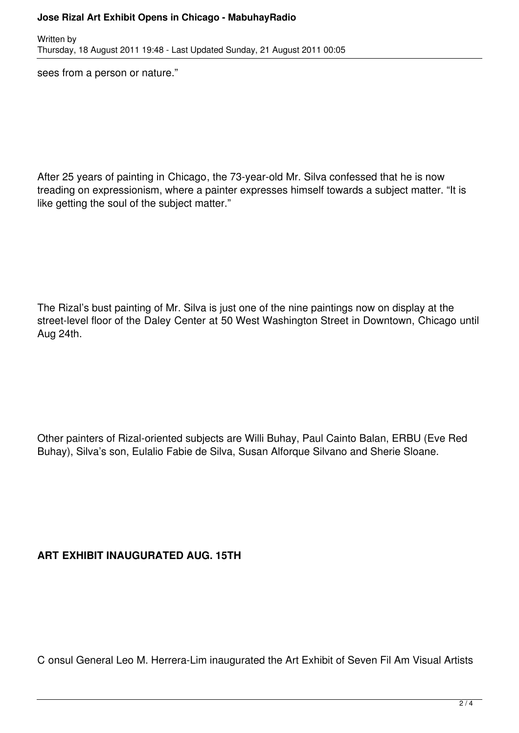sees from a person or nature."

After 25 years of painting in Chicago, the 73-year-old Mr. Silva confessed that he is now treading on expressionism, where a painter expresses himself towards a subject matter. "It is like getting the soul of the subject matter."

The Rizal's bust painting of Mr. Silva is just one of the nine paintings now on display at the street-level floor of the Daley Center at 50 West Washington Street in Downtown, Chicago until Aug 24th.

Other painters of Rizal-oriented subjects are Willi Buhay, Paul Cainto Balan, ERBU (Eve Red Buhay), Silva's son, Eulalio Fabie de Silva, Susan Alforque Silvano and Sherie Sloane.

**ART EXHIBIT INAUGURATED AUG. 15TH**

C onsul General Leo M. Herrera-Lim inaugurated the Art Exhibit of Seven Fil Am Visual Artists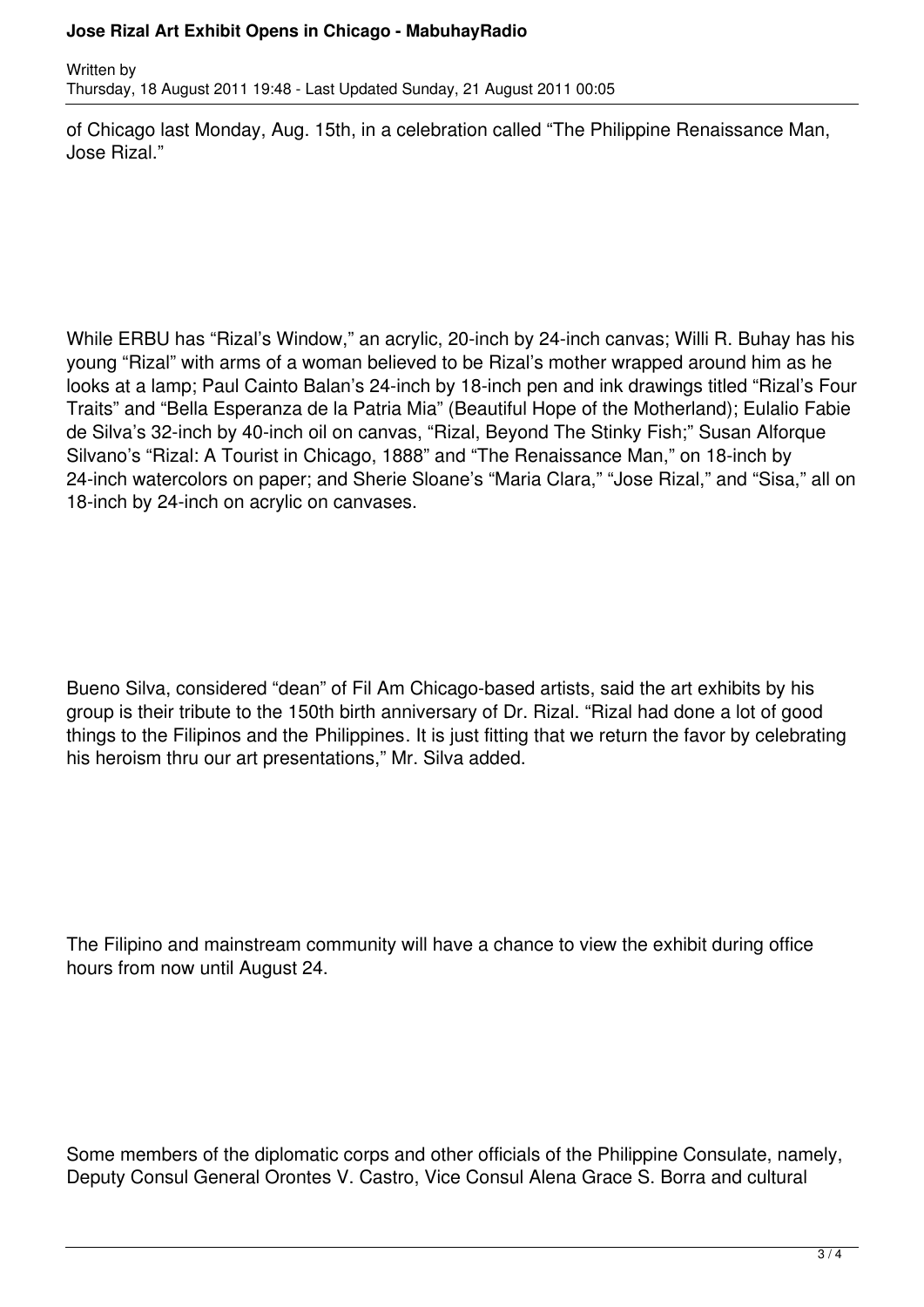of Chicago last Monday, Aug. 15th, in a celebration called "The Philippine Renaissance Man, Jose Rizal."

While ERBU has "Rizal's Window," an acrylic, 20-inch by 24-inch canvas; Willi R. Buhay has his young "Rizal" with arms of a woman believed to be Rizal's mother wrapped around him as he looks at a lamp; Paul Cainto Balan's 24-inch by 18-inch pen and ink drawings titled "Rizal's Four Traits" and "Bella Esperanza de la Patria Mia" (Beautiful Hope of the Motherland); Eulalio Fabie de Silva's 32-inch by 40-inch oil on canvas, "Rizal, Beyond The Stinky Fish;" Susan Alforque Silvano's "Rizal: A Tourist in Chicago, 1888" and "The Renaissance Man," on 18-inch by 24-inch watercolors on paper; and Sherie Sloane's "Maria Clara," "Jose Rizal," and "Sisa," all on 18-inch by 24-inch on acrylic on canvases.

Bueno Silva, considered "dean" of Fil Am Chicago-based artists, said the art exhibits by his group is their tribute to the 150th birth anniversary of Dr. Rizal. "Rizal had done a lot of good things to the Filipinos and the Philippines. It is just fitting that we return the favor by celebrating his heroism thru our art presentations," Mr. Silva added.

The Filipino and mainstream community will have a chance to view the exhibit during office hours from now until August 24.

Some members of the diplomatic corps and other officials of the Philippine Consulate, namely, Deputy Consul General Orontes V. Castro, Vice Consul Alena Grace S. Borra and cultural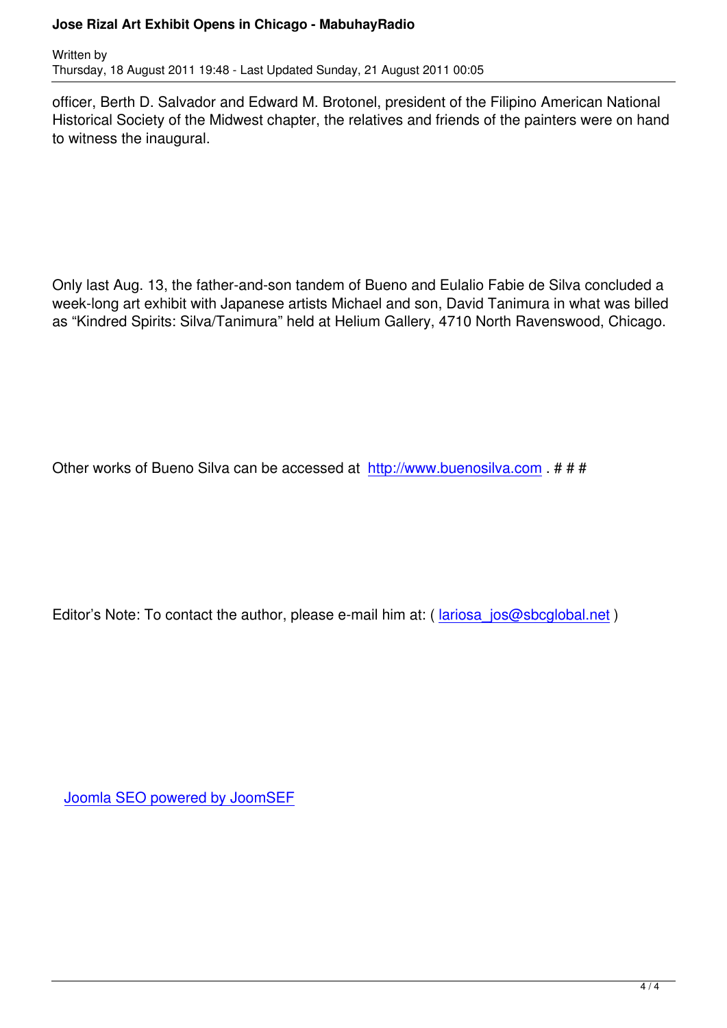officer, Berth D. Salvador and Edward M. Brotonel, president of the Filipino American National Historical Society of the Midwest chapter, the relatives and friends of the painters were on hand to witness the inaugural.

Only last Aug. 13, the father-and-son tandem of Bueno and Eulalio Fabie de Silva concluded a week-long art exhibit with Japanese artists Michael and son, David Tanimura in what was billed as "Kindred Spirits: Silva/Tanimura" held at Helium Gallery, 4710 North Ravenswood, Chicago.

Other works of Bueno Silva can be accessed at [http://www.buenosilva.com](http://www.buenosilva.com) . # # #

Editor's Note: To contact the author, please e-mail him at: ( [lariosa_jos@sbcglobal.net](mailto:lariosa_jos@sbcglobal.net) )

[Joomla SEO powered by JoomSEF]